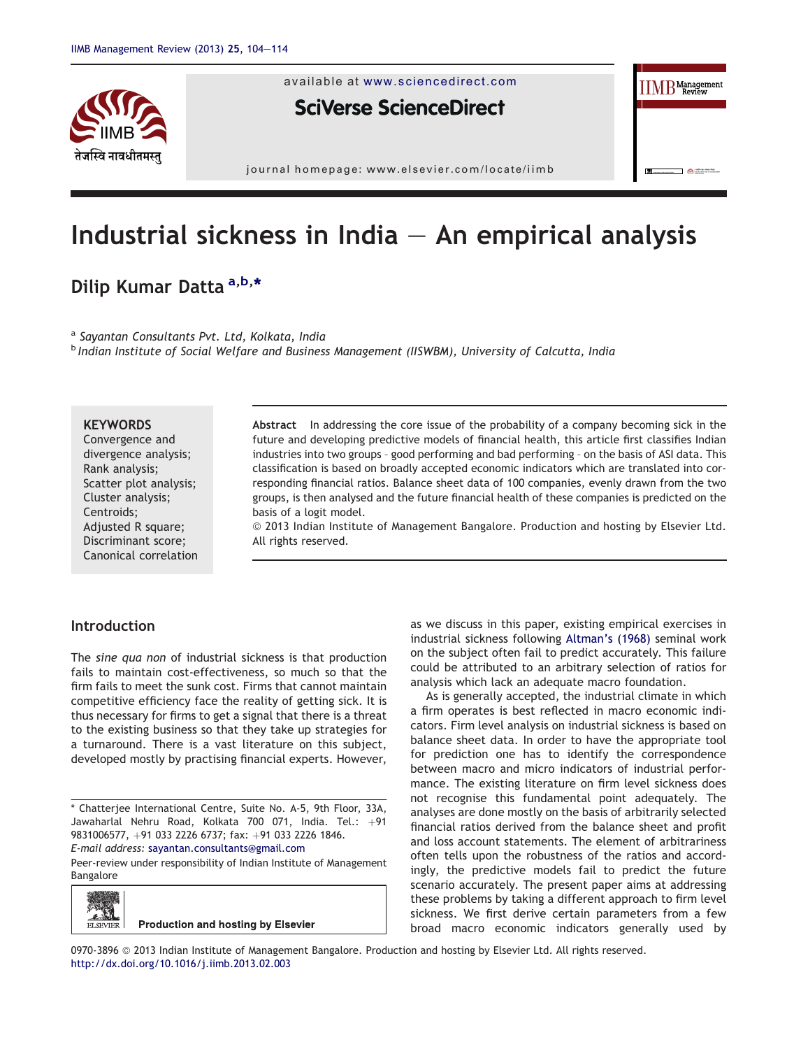# Industrial sickness in India — An empirical analysis

Dilip Kumar Datta [a,b,*]

[a] Sayantan Consultants Pvt. Ltd, Kolkata, India
[b] Indian Institute of Social Welfare and Business Management (IISWBM), University of Calcutta, India

**KEYWORDS**
Convergence and divergence analysis;
Rank analysis;
Scatter plot analysis;
Cluster analysis;
Centroids;
Adjusted R square;
Discriminant score;
Canonical correlation

**Abstract** In addressing the core issue of the probability of a company becoming sick in the future and developing predictive models of financial health, this article first classifies Indian industries into two groups - good performing and bad performing - on the basis of ASI data. This classification is based on broadly accepted economic indicators which are translated into corresponding financial ratios. Balance sheet data of 100 companies, evenly drawn from the two groups, is then analysed and the future financial health of these companies is predicted on the basis of a logit model.
© 2013 Indian Institute of Management Bangalore. Production and hosting by Elsevier Ltd. All rights reserved.

## Introduction

The *sine qua non* of industrial sickness is that production fails to maintain cost-effectiveness, so much so that the firm fails to meet the sunk cost. Firms that cannot maintain competitive efficiency face the reality of getting sick. It is thus necessary for firms to get a signal that there is a threat to the existing business so that they take up strategies for a turnaround. There is a vast literature on this subject, developed mostly by practising financial experts. However, as we discuss in this paper, existing empirical exercises in industrial sickness following Altman's (1968) seminal work on the subject often fail to predict accurately. This failure could be attributed to an arbitrary selection of ratios for analysis which lack an adequate macro foundation.

As is generally accepted, the industrial climate in which a firm operates is best reflected in macro economic indicators. Firm level analysis on industrial sickness is based on balance sheet data. In order to have the appropriate tool for prediction one has to identify the correspondence between macro and micro indicators of industrial performance. The existing literature on firm level sickness does not recognise this fundamental point adequately. The analyses are done mostly on the basis of arbitrarily selected financial ratios derived from the balance sheet and profit and loss account statements. The element of arbitrariness often tells upon the robustness of the ratios and accordingly, the predictive models fail to predict the future scenario accurately. The present paper aims at addressing these problems by taking a different approach to firm level sickness. We first derive certain parameters from a few broad macro economic indicators generally used by

\* Chatterjee International Centre, Suite No. A-5, 9th Floor, 33A, Jawaharlal Nehru Road, Kolkata 700 071, India. Tel.: +91 9831006577, +91 033 2226 6737; fax: +91 033 2226 1846.
*E-mail address:* sayantan.consultants@gmail.com

Peer-review under responsibility of Indian Institute of Management Bangalore

Production and hosting by Elsevier

0970-3896 © 2013 Indian Institute of Management Bangalore. Production and hosting by Elsevier Ltd. All rights reserved.
http://dx.doi.org/10.1016/j.iimb.2013.02.003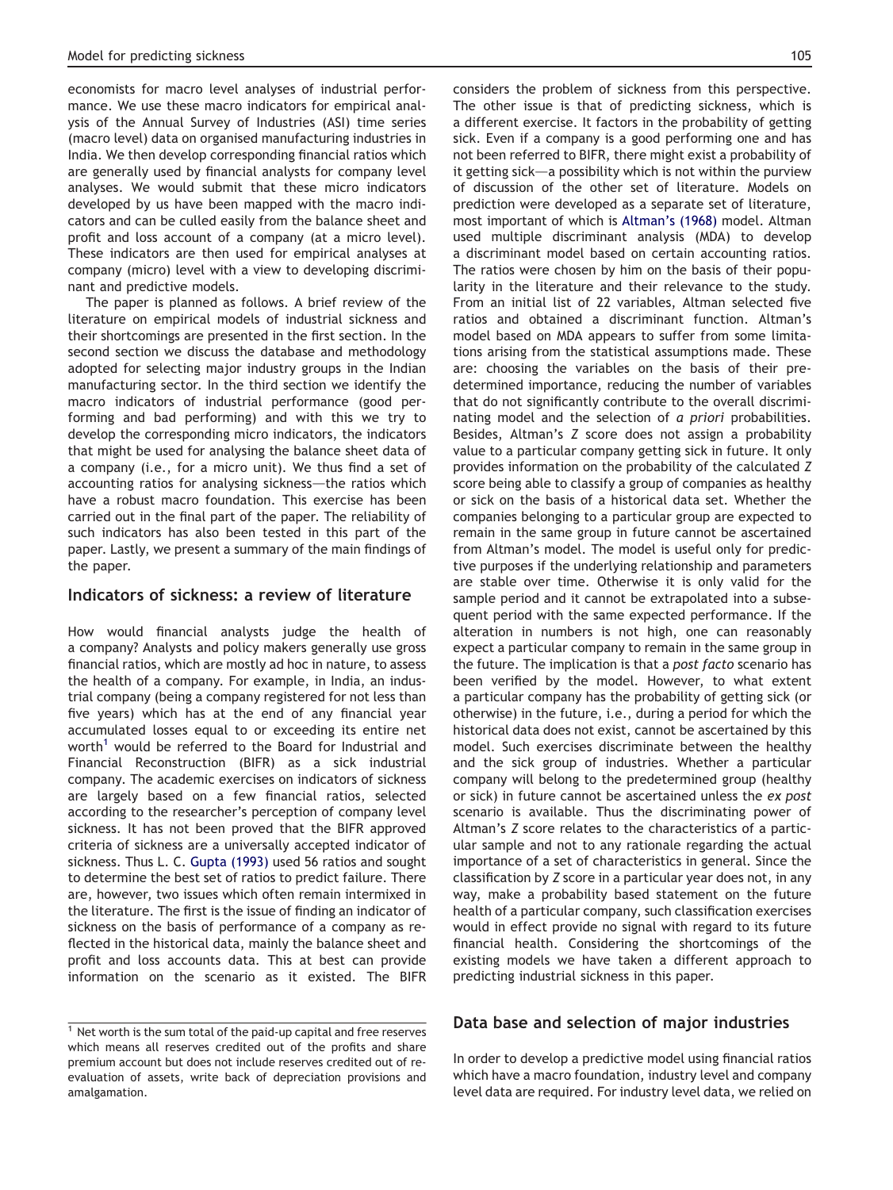economists for macro level analyses of industrial performance. We use these macro indicators for empirical analysis of the Annual Survey of Industries (ASI) time series (macro level) data on organised manufacturing industries in India. We then develop corresponding financial ratios which are generally used by financial analysts for company level analyses. We would submit that these micro indicators developed by us have been mapped with the macro indicators and can be culled easily from the balance sheet and profit and loss account of a company (at a micro level). These indicators are then used for empirical analyses at company (micro) level with a view to developing discriminant and predictive models.

The paper is planned as follows. A brief review of the literature on empirical models of industrial sickness and their shortcomings are presented in the first section. In the second section we discuss the database and methodology adopted for selecting major industry groups in the Indian manufacturing sector. In the third section we identify the macro indicators of industrial performance (good performing and bad performing) and with this we try to develop the corresponding micro indicators, the indicators that might be used for analysing the balance sheet data of a company (i.e., for a micro unit). We thus find a set of accounting ratios for analysing sickness—the ratios which have a robust macro foundation. This exercise has been carried out in the final part of the paper. The reliability of such indicators has also been tested in this part of the paper. Lastly, we present a summary of the main findings of the paper.

## Indicators of sickness: a review of literature

How would financial analysts judge the health of a company? Analysts and policy makers generally use gross financial ratios, which are mostly ad hoc in nature, to assess the health of a company. For example, in India, an industrial company (being a company registered for not less than five years) which has at the end of any financial year accumulated losses equal to or exceeding its entire net worth[1] would be referred to the Board for Industrial and Financial Reconstruction (BIFR) as a sick industrial company. The academic exercises on indicators of sickness are largely based on a few financial ratios, selected according to the researcher's perception of company level sickness. It has not been proved that the BIFR approved criteria of sickness are a universally accepted indicator of sickness. Thus L. C. Gupta (1993) used 56 ratios and sought to determine the best set of ratios to predict failure. There are, however, two issues which often remain intermixed in the literature. The first is the issue of finding an indicator of sickness on the basis of performance of a company as reflected in the historical data, mainly the balance sheet and profit and loss accounts data. This at best can provide information on the scenario as it existed. The BIFR considers the problem of sickness from this perspective. The other issue is that of predicting sickness, which is a different exercise. It factors in the probability of getting sick. Even if a company is a good performing one and has not been referred to BIFR, there might exist a probability of it getting sick—a possibility which is not within the purview of discussion of the other set of literature. Models on prediction were developed as a separate set of literature, most important of which is Altman's (1968) model. Altman used multiple discriminant analysis (MDA) to develop a discriminant model based on certain accounting ratios. The ratios were chosen by him on the basis of their popularity in the literature and their relevance to the study. From an initial list of 22 variables, Altman selected five ratios and obtained a discriminant function. Altman's model based on MDA appears to suffer from some limitations arising from the statistical assumptions made. These are: choosing the variables on the basis of their predetermined importance, reducing the number of variables that do not significantly contribute to the overall discriminating model and the selection of *a priori* probabilities. Besides, Altman's *Z* score does not assign a probability value to a particular company getting sick in future. It only provides information on the probability of the calculated *Z* score being able to classify a group of companies as healthy or sick on the basis of a historical data set. Whether the companies belonging to a particular group are expected to remain in the same group in future cannot be ascertained from Altman's model. The model is useful only for predictive purposes if the underlying relationship and parameters are stable over time. Otherwise it is only valid for the sample period and it cannot be extrapolated into a subsequent period with the same expected performance. If the alteration in numbers is not high, one can reasonably expect a particular company to remain in the same group in the future. The implication is that a *post facto* scenario has been verified by the model. However, to what extent a particular company has the probability of getting sick (or otherwise) in the future, i.e., during a period for which the historical data does not exist, cannot be ascertained by this model. Such exercises discriminate between the healthy and the sick group of industries. Whether a particular company will belong to the predetermined group (healthy or sick) in future cannot be ascertained unless the *ex post* scenario is available. Thus the discriminating power of Altman's *Z* score relates to the characteristics of a particular sample and not to any rationale regarding the actual importance of a set of characteristics in general. Since the classification by *Z* score in a particular year does not, in any way, make a probability based statement on the future health of a particular company, such classification exercises would in effect provide no signal with regard to its future financial health. Considering the shortcomings of the existing models we have taken a different approach to predicting industrial sickness in this paper.

## Data base and selection of major industries

In order to develop a predictive model using financial ratios which have a macro foundation, industry level and company level data are required. For industry level data, we relied on

[1] Net worth is the sum total of the paid-up capital and free reserves which means all reserves credited out of the profits and share premium account but does not include reserves credited out of re-evaluation of assets, write back of depreciation provisions and amalgamation.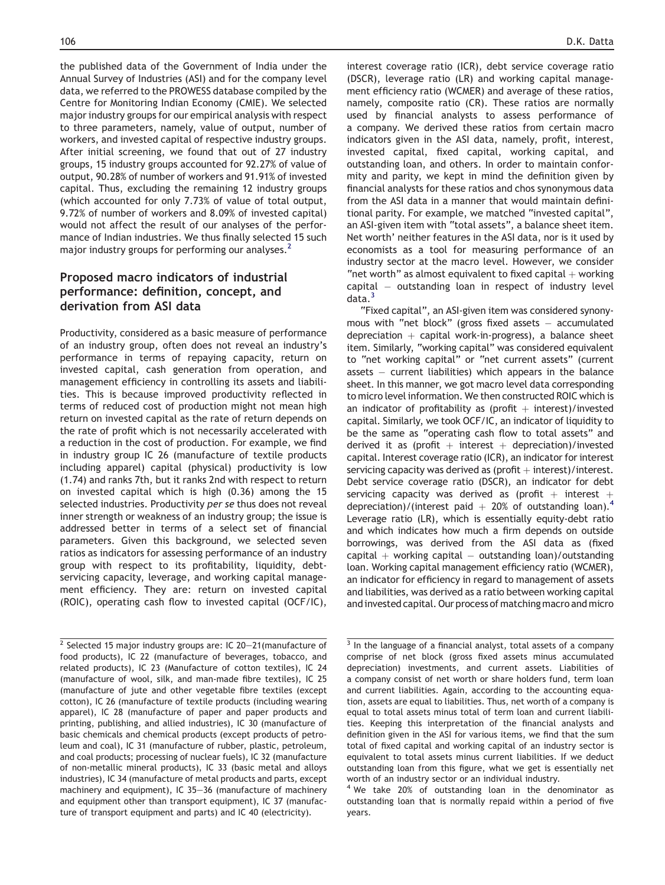the published data of the Government of India under the Annual Survey of Industries (ASI) and for the company level data, we referred to the PROWESS database compiled by the Centre for Monitoring Indian Economy (CMIE). We selected major industry groups for our empirical analysis with respect to three parameters, namely, value of output, number of workers, and invested capital of respective industry groups. After initial screening, we found that out of 27 industry groups, 15 industry groups accounted for 92.27% of value of output, 90.28% of number of workers and 91.91% of invested capital. Thus, excluding the remaining 12 industry groups (which accounted for only 7.73% of value of total output, 9.72% of number of workers and 8.09% of invested capital) would not affect the result of our analyses of the performance of Indian industries. We thus finally selected 15 such major industry groups for performing our analyses.[2]

## Proposed macro indicators of industrial performance: definition, concept, and derivation from ASI data

Productivity, considered as a basic measure of performance of an industry group, often does not reveal an industry's performance in terms of repaying capacity, return on invested capital, cash generation from operation, and management efficiency in controlling its assets and liabilities. This is because improved productivity reflected in terms of reduced cost of production might not mean high return on invested capital as the rate of return depends on the rate of profit which is not necessarily accelerated with a reduction in the cost of production. For example, we find in industry group IC 26 (manufacture of textile products including apparel) capital (physical) productivity is low (1.74) and ranks 7th, but it ranks 2nd with respect to return on invested capital which is high (0.36) among the 15 selected industries. Productivity *per se* thus does not reveal inner strength or weakness of an industry group; the issue is addressed better in terms of a select set of financial parameters. Given this background, we selected seven ratios as indicators for assessing performance of an industry group with respect to its profitability, liquidity, debt-servicing capacity, leverage, and working capital management efficiency. They are: return on invested capital (ROIC), operating cash flow to invested capital (OCF/IC), interest coverage ratio (ICR), debt service coverage ratio (DSCR), leverage ratio (LR) and working capital management efficiency ratio (WCMER) and average of these ratios, namely, composite ratio (CR). These ratios are normally used by financial analysts to assess performance of a company. We derived these ratios from certain macro indicators given in the ASI data, namely, profit, interest, invested capital, fixed capital, working capital, and outstanding loan, and others. In order to maintain conformity and parity, we kept in mind the definition given by financial analysts for these ratios and chos synonymous data from the ASI data in a manner that would maintain definitional parity. For example, we matched "invested capital", an ASI-given item with "total assets", a balance sheet item. Net worth' neither features in the ASI data, nor is it used by economists as a tool for measuring performance of an industry sector at the macro level. However, we consider "net worth" as almost equivalent to fixed capital + working capital − outstanding loan in respect of industry level data.[3]

"Fixed capital", an ASI-given item was considered synonymous with "net block" (gross fixed assets − accumulated depreciation + capital work-in-progress), a balance sheet item. Similarly, "working capital" was considered equivalent to "net working capital" or "net current assets" (current assets − current liabilities) which appears in the balance sheet. In this manner, we got macro level data corresponding to micro level information. We then constructed ROIC which is an indicator of profitability as (profit + interest)/invested capital. Similarly, we took OCF/IC, an indicator of liquidity to be the same as "operating cash flow to total assets" and derived it as (profit + interest + depreciation)/invested capital. Interest coverage ratio (ICR), an indicator for interest servicing capacity was derived as (profit + interest)/interest. Debt service coverage ratio (DSCR), an indicator for debt servicing capacity was derived as (profit + interest + depreciation)/(interest paid + 20% of outstanding loan).[4] Leverage ratio (LR), which is essentially equity-debt ratio and which indicates how much a firm depends on outside borrowings, was derived from the ASI data as (fixed capital + working capital − outstanding loan)/outstanding loan. Working capital management efficiency ratio (WCMER), an indicator for efficiency in regard to management of assets and liabilities, was derived as a ratio between working capital and invested capital. Our process of matching macro and micro

---

[2] Selected 15 major industry groups are: IC 20—21(manufacture of food products), IC 22 (manufacture of beverages, tobacco, and related products), IC 23 (Manufacture of cotton textiles), IC 24 (manufacture of wool, silk, and man-made fibre textiles), IC 25 (manufacture of jute and other vegetable fibre textiles (except cotton), IC 26 (manufacture of textile products (including wearing apparel), IC 28 (manufacture of paper and paper products and printing, publishing, and allied industries), IC 30 (manufacture of basic chemicals and chemical products (except products of petroleum and coal), IC 31 (manufacture of rubber, plastic, petroleum, and coal products; processing of nuclear fuels), IC 32 (manufacture of non-metallic mineral products), IC 33 (basic metal and alloys industries), IC 34 (manufacture of metal products and parts, except machinery and equipment), IC 35—36 (manufacture of machinery and equipment other than transport equipment), IC 37 (manufacture of transport equipment and parts) and IC 40 (electricity).

[3] In the language of a financial analyst, total assets of a company comprise of net block (gross fixed assets minus accumulated depreciation) investments, and current assets. Liabilities of a company consist of net worth or share holders fund, term loan and current liabilities. Again, according to the accounting equation, assets are equal to liabilities. Thus, net worth of a company is equal to total assets minus total of term loan and current liabilities. Keeping this interpretation of the financial analysts and definition given in the ASI for various items, we find that the sum total of fixed capital and working capital of an industry sector is equivalent to total assets minus current liabilities. If we deduct outstanding loan from this figure, what we get is essentially net worth of an industry sector or an individual industry.

[4] We take 20% of outstanding loan in the denominator as outstanding loan that is normally repaid within a period of five years.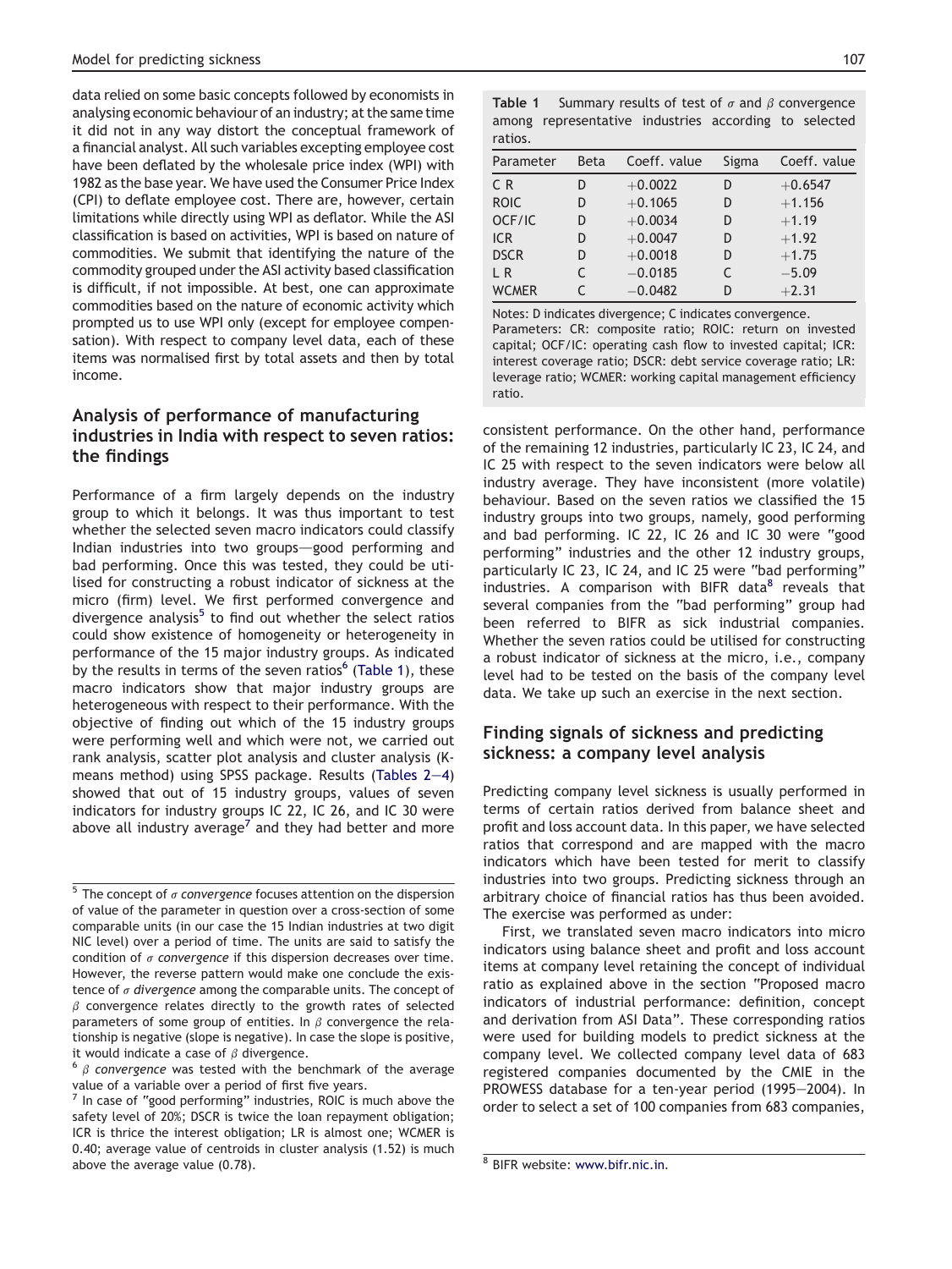data relied on some basic concepts followed by economists in analysing economic behaviour of an industry; at the same time it did not in any way distort the conceptual framework of a financial analyst. All such variables excepting employee cost have been deflated by the wholesale price index (WPI) with 1982 as the base year. We have used the Consumer Price Index (CPI) to deflate employee cost. There are, however, certain limitations while directly using WPI as deflator. While the ASI classification is based on activities, WPI is based on nature of commodities. We submit that identifying the nature of the commodity grouped under the ASI activity based classification is difficult, if not impossible. At best, one can approximate commodities based on the nature of economic activity which prompted us to use WPI only (except for employee compensation). With respect to company level data, each of these items was normalised first by total assets and then by total income.

## Analysis of performance of manufacturing industries in India with respect to seven ratios: the findings

Performance of a firm largely depends on the industry group to which it belongs. It was thus important to test whether the selected seven macro indicators could classify Indian industries into two groups—good performing and bad performing. Once this was tested, they could be utilised for constructing a robust indicator of sickness at the micro (firm) level. We first performed convergence and divergence analysis[5] to find out whether the select ratios could show existence of homogeneity or heterogeneity in performance of the 15 major industry groups. As indicated by the results in terms of the seven ratios[6] (Table 1), these macro indicators show that major industry groups are heterogeneous with respect to their performance. With the objective of finding out which of the 15 industry groups were performing well and which were not, we carried out rank analysis, scatter plot analysis and cluster analysis (K-means method) using SPSS package. Results (Tables 2—4) showed that out of 15 industry groups, values of seven indicators for industry groups IC 22, IC 26, and IC 30 were above all industry average[7] and they had better and more consistent performance. On the other hand, performance of the remaining 12 industries, particularly IC 23, IC 24, and IC 25 with respect to the seven indicators were below all industry average. They have inconsistent (more volatile) behaviour. Based on the seven ratios we classified the 15 industry groups into two groups, namely, good performing and bad performing. IC 22, IC 26 and IC 30 were "good performing" industries and the other 12 industry groups, particularly IC 23, IC 24, and IC 25 were "bad performing" industries. A comparison with BIFR data[8] reveals that several companies from the "bad performing" group had been referred to BIFR as sick industrial companies. Whether the seven ratios could be utilised for constructing a robust indicator of sickness at the micro, i.e., company level had to be tested on the basis of the company level data. We take up such an exercise in the next section.

**Table 1** Summary results of test of $\sigma$ and $\beta$ convergence among representative industries according to selected ratios.

| Parameter | Beta | Coeff. value | Sigma | Coeff. value |
|---|---|---|---|---|
| C R | D | +0.0022 | D | +0.6547 |
| ROIC | D | +0.1065 | D | +1.156 |
| OCF/IC | D | +0.0034 | D | +1.19 |
| ICR | D | +0.0047 | D | +1.92 |
| DSCR | D | +0.0018 | D | +1.75 |
| L R | C | −0.0185 | C | −5.09 |
| WCMER | C | −0.0482 | D | +2.31 |

Notes: D indicates divergence; C indicates convergence.
Parameters: CR: composite ratio; ROIC: return on invested capital; OCF/IC: operating cash flow to invested capital; ICR: interest coverage ratio; DSCR: debt service coverage ratio; LR: leverage ratio; WCMER: working capital management efficiency ratio.

## Finding signals of sickness and predicting sickness: a company level analysis

Predicting company level sickness is usually performed in terms of certain ratios derived from balance sheet and profit and loss account data. In this paper, we have selected ratios that correspond and are mapped with the macro indicators which have been tested for merit to classify industries into two groups. Predicting sickness through an arbitrary choice of financial ratios has thus been avoided. The exercise was performed as under:

First, we translated seven macro indicators into micro indicators using balance sheet and profit and loss account items at company level retaining the concept of individual ratio as explained above in the section "Proposed macro indicators of industrial performance: definition, concept and derivation from ASI Data". These corresponding ratios were used for building models to predict sickness at the company level. We collected company level data of 683 registered companies documented by the CMIE in the PROWESS database for a ten-year period (1995—2004). In order to select a set of 100 companies from 683 companies,

---

[5] The concept of *$\sigma$ convergence* focuses attention on the dispersion of value of the parameter in question over a cross-section of some comparable units (in our case the 15 Indian industries at two digit NIC level) over a period of time. The units are said to satisfy the condition of *$\sigma$ convergence* if this dispersion decreases over time. However, the reverse pattern would make one conclude the existence of *$\sigma$ divergence* among the comparable units. The concept of $\beta$ convergence relates directly to the growth rates of selected parameters of some group of entities. In $\beta$ convergence the relationship is negative (slope is negative). In case the slope is positive, it would indicate a case of $\beta$ divergence.

[6] *$\beta$ convergence* was tested with the benchmark of the average value of a variable over a period of first five years.

[7] In case of "good performing" industries, ROIC is much above the safety level of 20%; DSCR is twice the loan repayment obligation; ICR is thrice the interest obligation; LR is almost one; WCMER is 0.40; average value of centroids in cluster analysis (1.52) is much above the average value (0.78).

[8] BIFR website: www.bifr.nic.in.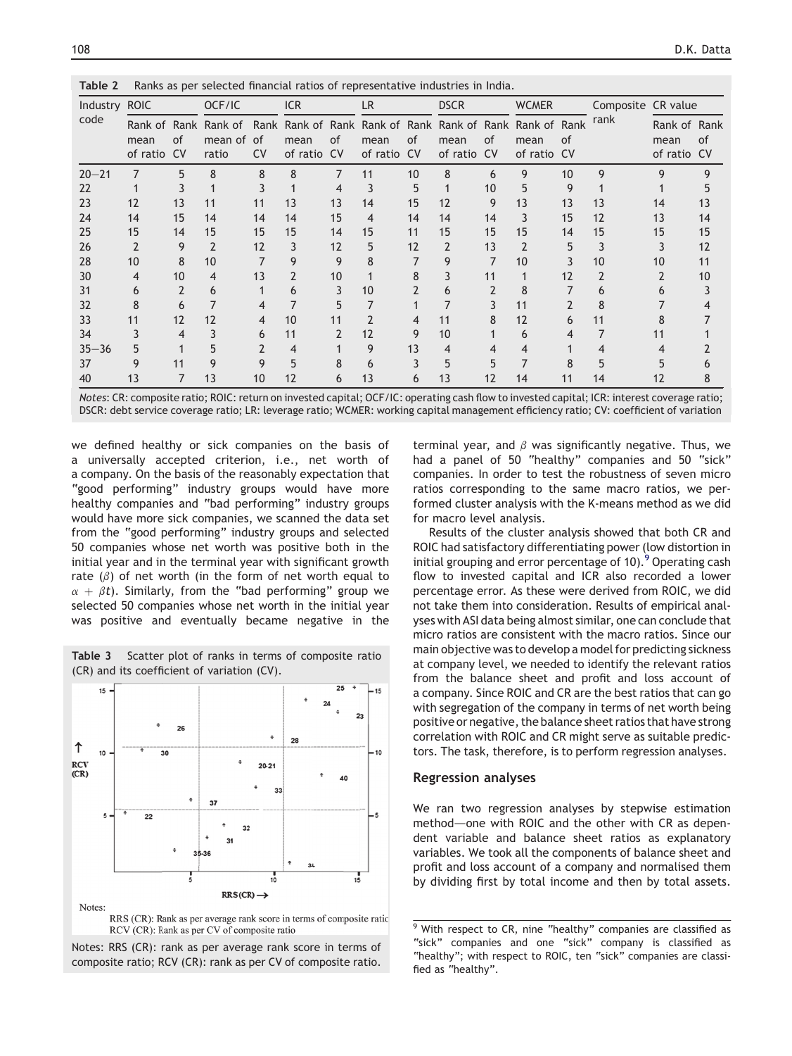**Table 2** Ranks as per selected financial ratios of representative industries in India.

| Industry code | ROIC | | OCF/IC | | ICR | | LR | | DSCR | | WCMER | | Composite rank | CR value | |
|---|---|---|---|---|---|---|---|---|---|---|---|---|---|---|---|
| | Rank of mean of ratio | Rank of CV | Rank of mean of ratio | Rank of CV | Rank of mean of ratio | Rank of CV | Rank of mean of ratio | Rank of CV | Rank of mean of ratio | Rank of CV | Rank of mean of ratio | Rank of CV | | Rank of mean of ratio | Rank of CV |
| 20−21 | 7 | 5 | 8 | 8 | 8 | 7 | 11 | 10 | 8 | 6 | 9 | 10 | 9 | 9 | 9 |
| 22 | 1 | 3 | 1 | 3 | 1 | 4 | 3 | 5 | 1 | 10 | 5 | 9 | 1 | 1 | 5 |
| 23 | 12 | 13 | 11 | 11 | 13 | 13 | 14 | 15 | 12 | 9 | 13 | 13 | 13 | 14 | 13 |
| 24 | 14 | 15 | 14 | 14 | 14 | 15 | 4 | 14 | 14 | 14 | 3 | 15 | 12 | 13 | 14 |
| 25 | 15 | 14 | 15 | 15 | 15 | 14 | 15 | 11 | 15 | 15 | 15 | 14 | 15 | 15 | 15 |
| 26 | 2 | 9 | 2 | 12 | 3 | 12 | 5 | 12 | 2 | 13 | 2 | 5 | 3 | 3 | 12 |
| 28 | 10 | 8 | 10 | 7 | 9 | 9 | 8 | 7 | 9 | 7 | 10 | 3 | 10 | 10 | 11 |
| 30 | 4 | 10 | 4 | 13 | 2 | 10 | 1 | 8 | 3 | 11 | 1 | 12 | 2 | 2 | 10 |
| 31 | 6 | 2 | 6 | 1 | 6 | 3 | 10 | 2 | 6 | 2 | 8 | 7 | 6 | 6 | 3 |
| 32 | 8 | 6 | 7 | 4 | 7 | 5 | 7 | 1 | 7 | 3 | 11 | 2 | 8 | 7 | 4 |
| 33 | 11 | 12 | 12 | 4 | 10 | 11 | 2 | 4 | 11 | 8 | 12 | 6 | 11 | 8 | 7 |
| 34 | 3 | 4 | 3 | 6 | 11 | 2 | 12 | 9 | 10 | 1 | 6 | 4 | 7 | 11 | 1 |
| 35−36 | 5 | 1 | 5 | 2 | 4 | 1 | 9 | 13 | 4 | 4 | 4 | 1 | 4 | 4 | 2 |
| 37 | 9 | 11 | 9 | 9 | 5 | 8 | 6 | 3 | 5 | 5 | 7 | 8 | 5 | 5 | 6 |
| 40 | 13 | 7 | 13 | 10 | 12 | 6 | 13 | 6 | 13 | 12 | 14 | 11 | 14 | 12 | 8 |

*Notes*: CR: composite ratio; ROIC: return on invested capital; OCF/IC: operating cash flow to invested capital; ICR: interest coverage ratio; DSCR: debt service coverage ratio; LR: leverage ratio; WCMER: working capital management efficiency ratio; CV: coefficient of variation

we defined healthy or sick companies on the basis of a universally accepted criterion, i.e., net worth of a company. On the basis of the reasonably expectation that "good performing" industry groups would have more healthy companies and "bad performing" industry groups would have more sick companies, we scanned the data set from the "good performing" industry groups and selected 50 companies whose net worth was positive both in the initial year and in the terminal year with significant growth rate ($\beta$) of net worth (in the form of net worth equal to $\alpha + \beta t$). Similarly, from the "bad performing" group we selected 50 companies whose net worth in the initial year was positive and eventually became negative in the terminal year, and $\beta$ was significantly negative. Thus, we had a panel of 50 "healthy" companies and 50 "sick" companies. In order to test the robustness of seven micro ratios corresponding to the same macro ratios, we performed cluster analysis with the K-means method as we did for macro level analysis.

**Table 3** Scatter plot of ranks in terms of composite ratio (CR) and its coefficient of variation (CV).

Notes: RRS (CR): rank as per average rank score in terms of composite ratio; RCV (CR): rank as per CV of composite ratio.

Results of the cluster analysis showed that both CR and ROIC had satisfactory differentiating power (low distortion in initial grouping and error percentage of 10).[9] Operating cash flow to invested capital and ICR also recorded a lower percentage error. As these were derived from ROIC, we did not take them into consideration. Results of empirical analyses with ASI data being almost similar, one can conclude that micro ratios are consistent with the macro ratios. Since our main objective was to develop a model for predicting sickness at company level, we needed to identify the relevant ratios from the balance sheet and profit and loss account of a company. Since ROIC and CR are the best ratios that can go with segregation of the company in terms of net worth being positive or negative, the balance sheet ratios that have strong correlation with ROIC and CR might serve as suitable predictors. The task, therefore, is to perform regression analyses.

## Regression analyses

We ran two regression analyses by stepwise estimation method—one with ROIC and the other with CR as dependent variable and balance sheet ratios as explanatory variables. We took all the components of balance sheet and profit and loss account of a company and normalised them by dividing first by total income and then by total assets.

[9] With respect to CR, nine "healthy" companies are classified as "sick" companies and one "sick" company is classified as "healthy"; with respect to ROIC, ten "sick" companies are classified as "healthy".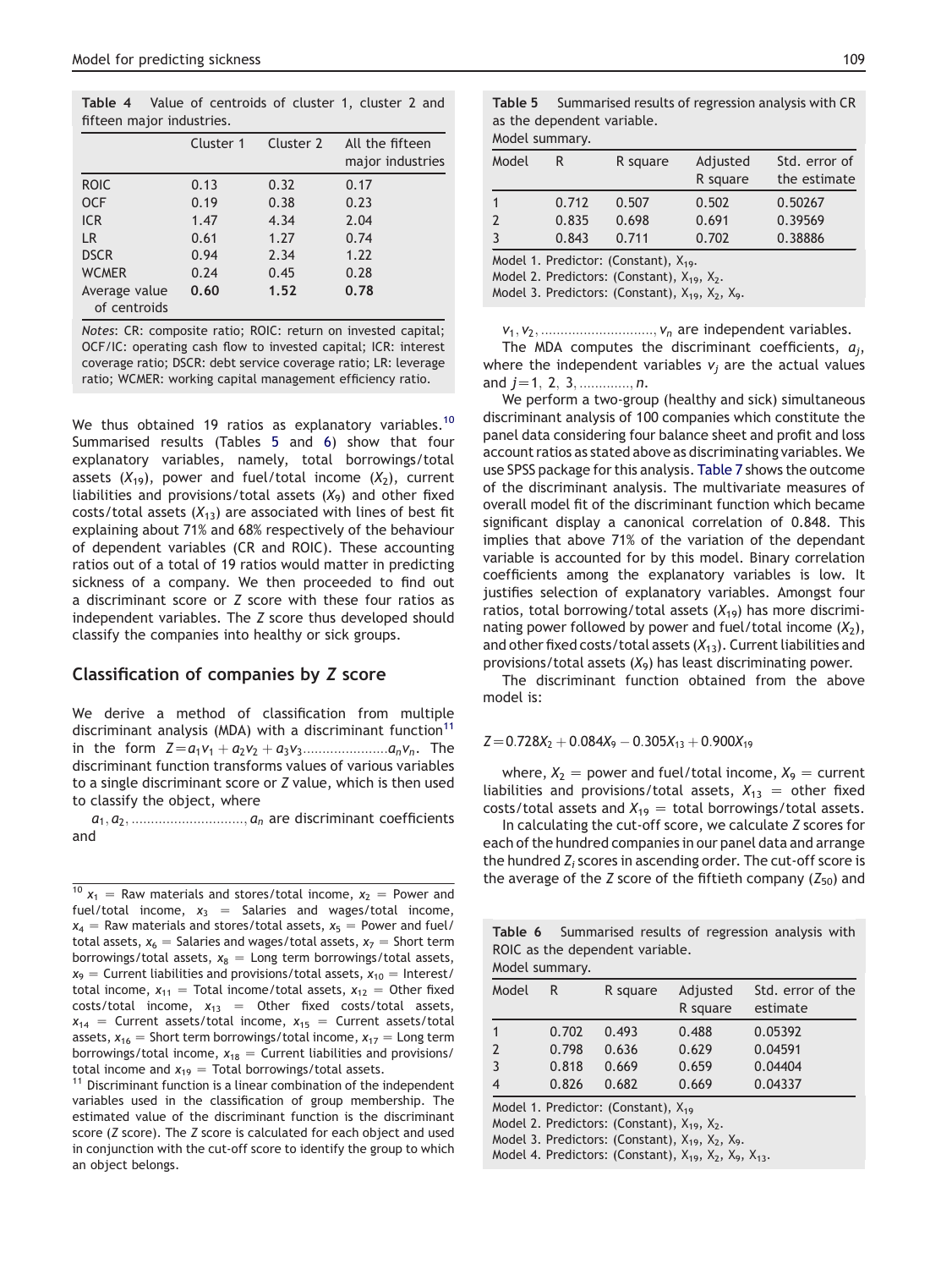**Table 4** Value of centroids of cluster 1, cluster 2 and fifteen major industries.

| | Cluster 1 | Cluster 2 | All the fifteen major industries |
|---|---|---|---|
| ROIC | 0.13 | 0.32 | 0.17 |
| OCF | 0.19 | 0.38 | 0.23 |
| ICR | 1.47 | 4.34 | 2.04 |
| LR | 0.61 | 1.27 | 0.74 |
| DSCR | 0.94 | 2.34 | 1.22 |
| WCMER | 0.24 | 0.45 | 0.28 |
| Average value of centroids | **0.60** | **1.52** | **0.78** |

*Notes*: CR: composite ratio; ROIC: return on invested capital; OCF/IC: operating cash flow to invested capital; ICR: interest coverage ratio; DSCR: debt service coverage ratio; LR: leverage ratio; WCMER: working capital management efficiency ratio.

We thus obtained 19 ratios as explanatory variables.[10] Summarised results (Tables 5 and 6) show that four explanatory variables, namely, total borrowings/total assets ($X_{19}$), power and fuel/total income ($X_2$), current liabilities and provisions/total assets ($X_9$) and other fixed costs/total assets ($X_{13}$) are associated with lines of best fit explaining about 71% and 68% respectively of the behaviour of dependent variables (CR and ROIC). These accounting ratios out of a total of 19 ratios would matter in predicting sickness of a company. We then proceeded to find out a discriminant score or *Z* score with these four ratios as independent variables. The *Z* score thus developed should classify the companies into healthy or sick groups.

## Classification of companies by *Z* score

We derive a method of classification from multiple discriminant analysis (MDA) with a discriminant function[11] in the form $Z = a_1v_1 + a_2v_2 + a_3v_3 \ldots\ldots\ldots\ldots\ldots\ldots a_nv_n$. The discriminant function transforms values of various variables to a single discriminant score or *Z* value, which is then used to classify the object, where

$a_1, a_2, \ldots\ldots\ldots\ldots\ldots\ldots\ldots\ldots, a_n$ are discriminant coefficients and

$v_1, v_2, \ldots\ldots\ldots\ldots\ldots\ldots\ldots\ldots, v_n$ are independent variables.

The MDA computes the discriminant coefficients, $a_j$, where the independent variables $v_j$ are the actual values and $j = 1, 2, 3, \ldots\ldots\ldots\ldots, n$.

We perform a two-group (healthy and sick) simultaneous discriminant analysis of 100 companies which constitute the panel data considering four balance sheet and profit and loss account ratios as stated above as discriminating variables. We use SPSS package for this analysis. Table 7 shows the outcome of the discriminant analysis. The multivariate measures of overall model fit of the discriminant function which became significant display a canonical correlation of 0.848. This implies that above 71% of the variation of the dependant variable is accounted for by this model. Binary correlation coefficients among the explanatory variables is low. It justifies selection of explanatory variables. Amongst four ratios, total borrowing/total assets ($X_{19}$) has more discriminating power followed by power and fuel/total income ($X_2$), and other fixed costs/total assets ($X_{13}$). Current liabilities and provisions/total assets ($X_9$) has least discriminating power.

The discriminant function obtained from the above model is:

$$Z = 0.728X_2 + 0.084X_9 - 0.305X_{13} + 0.900X_{19}$$

where, $X_2$ = power and fuel/total income, $X_9$ = current liabilities and provisions/total assets, $X_{13}$ = other fixed costs/total assets and $X_{19}$ = total borrowings/total assets.

In calculating the cut-off score, we calculate *Z* scores for each of the hundred companies in our panel data and arrange the hundred $Z_i$ scores in ascending order. The cut-off score is the average of the *Z* score of the fiftieth company ($Z_{50}$) and

**Table 5** Summarised results of regression analysis with CR as the dependent variable.
Model summary.

| Model | R | R square | Adjusted R square | Std. error of the estimate |
|---|---|---|---|---|
| 1 | 0.712 | 0.507 | 0.502 | 0.50267 |
| 2 | 0.835 | 0.698 | 0.691 | 0.39569 |
| 3 | 0.843 | 0.711 | 0.702 | 0.38886 |

Model 1. Predictor: (Constant), $X_{19}$.
Model 2. Predictors: (Constant), $X_{19}$, $X_2$.
Model 3. Predictors: (Constant), $X_{19}$, $X_2$, $X_9$.

**Table 6** Summarised results of regression analysis with ROIC as the dependent variable.
Model summary.

| Model | R | R square | Adjusted R square | Std. error of the estimate |
|---|---|---|---|---|
| 1 | 0.702 | 0.493 | 0.488 | 0.05392 |
| 2 | 0.798 | 0.636 | 0.629 | 0.04591 |
| 3 | 0.818 | 0.669 | 0.659 | 0.04404 |
| 4 | 0.826 | 0.682 | 0.669 | 0.04337 |

Model 1. Predictor: (Constant), $X_{19}$
Model 2. Predictors: (Constant), $X_{19}$, $X_2$.
Model 3. Predictors: (Constant), $X_{19}$, $X_2$, $X_9$.
Model 4. Predictors: (Constant), $X_{19}$, $X_2$, $X_9$, $X_{13}$.

---

[10] $x_1$ = Raw materials and stores/total income, $x_2$ = Power and fuel/total income, $x_3$ = Salaries and wages/total income, $x_4$ = Raw materials and stores/total assets, $x_5$ = Power and fuel/total assets, $x_6$ = Salaries and wages/total assets, $x_7$ = Short term borrowings/total assets, $x_8$ = Long term borrowings/total assets, $x_9$ = Current liabilities and provisions/total assets, $x_{10}$ = Interest/total income, $x_{11}$ = Total income/total assets, $x_{12}$ = Other fixed costs/total income, $x_{13}$ = Other fixed costs/total assets, $x_{14}$ = Current assets/total income, $x_{15}$ = Current assets/total assets, $x_{16}$ = Short term borrowings/total income, $x_{17}$ = Long term borrowings/total income, $x_{18}$ = Current liabilities and provisions/total income and $x_{19}$ = Total borrowings/total assets.

[11] Discriminant function is a linear combination of the independent variables used in the classification of group membership. The estimated value of the discriminant function is the discriminant score (*Z* score). The *Z* score is calculated for each object and used in conjunction with the cut-off score to identify the group to which an object belongs.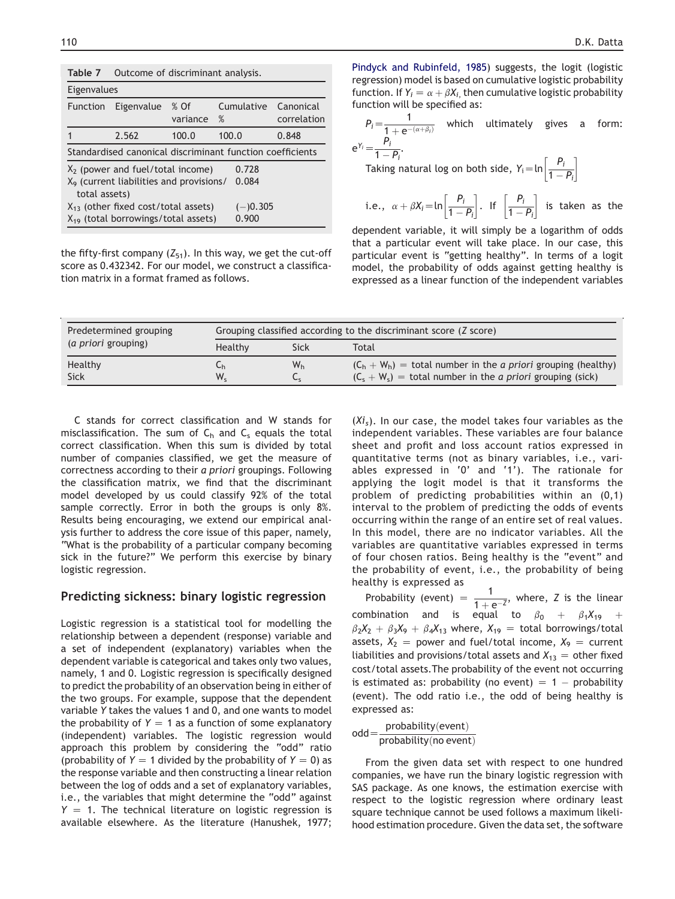**Table 7** Outcome of discriminant analysis.

| Eigenvalues | | | | |
|---|---|---|---|---|
| Function | Eigenvalue | % Of variance | Cumulative % | Canonical correlation |
| 1 | 2.562 | 100.0 | 100.0 | 0.848 |

| Standardised canonical discriminant function coefficients | |
|---|---|
| $X_2$ (power and fuel/total income) | 0.728 |
| $X_9$ (current liabilities and provisions/ total assets) | 0.084 |
| $X_{13}$ (other fixed cost/total assets) | (−)0.305 |
| $X_{19}$ (total borrowings/total assets) | 0.900 |

the fifty-first company ($Z_{51}$). In this way, we get the cut-off score as 0.432342. For our model, we construct a classification matrix in a format framed as follows.

| Predetermined grouping (*a priori* grouping) | Grouping classified according to the discriminant score (*Z* score) | | |
|---|---|---|---|
| | Healthy | Sick | Total |
| Healthy | $C_h$ | $W_h$ | $(C_h + W_h)$ = total number in the *a priori* grouping (healthy) |
| Sick | $W_s$ | $C_s$ | $(C_s + W_s)$ = total number in the *a priori* grouping (sick) |

C stands for correct classification and W stands for misclassification. The sum of $C_h$ and $C_s$ equals the total correct classification. When this sum is divided by total number of companies classified, we get the measure of correctness according to their *a priori* groupings. Following the classification matrix, we find that the discriminant model developed by us could classify 92% of the total sample correctly. Error in both the groups is only 8%. Results being encouraging, we extend our empirical analysis further to address the core issue of this paper, namely, "What is the probability of a particular company becoming sick in the future?" We perform this exercise by binary logistic regression.

## Predicting sickness: binary logistic regression

Logistic regression is a statistical tool for modelling the relationship between a dependent (response) variable and a set of independent (explanatory) variables when the dependent variable is categorical and takes only two values, namely, 1 and 0. Logistic regression is specifically designed to predict the probability of an observation being in either of the two groups. For example, suppose that the dependent variable $Y$ takes the values 1 and 0, and one wants to model the probability of $Y = 1$ as a function of some explanatory (independent) variables. The logistic regression would approach this problem by considering the "odd" ratio (probability of $Y = 1$ divided by the probability of $Y = 0$) as the response variable and then constructing a linear relation between the log of odds and a set of explanatory variables, i.e., the variables that might determine the "odd" against $Y = 1$. The technical literature on logistic regression is available elsewhere. As the literature (Hanushek, 1977; Pindyck and Rubinfeld, 1985) suggests, the logit (logistic regression) model is based on cumulative logistic probability function. If $Y_i = \alpha + \beta X_i$, then cumulative logistic probability function will be specified as:

$P_i = \frac{1}{1 + e^{-(\alpha+\beta_i)}}$ which ultimately gives a form: $e^{Y_i} = \frac{P_i}{1 - P_i}$.

Taking natural log on both side, $Y_i = \ln\left[\frac{P_i}{1 - P_i}\right]$

i.e., $\alpha + \beta X_i = \ln\left[\frac{P_i}{1 - P_i}\right]$. If $\left[\frac{P_i}{1 - P_i}\right]$ is taken as the dependent variable, it will simply be a logarithm of odds that a particular event will take place. In our case, this particular event is "getting healthy". In terms of a logit model, the probability of odds against getting healthy is expressed as a linear function of the independent variables ($Xi_s$). In our case, the model takes four variables as the independent variables. These variables are four balance sheet and profit and loss account ratios expressed in quantitative terms (not as binary variables, i.e., variables expressed in '0' and '1'). The rationale for applying the logit model is that it transforms the problem of predicting probabilities within an (0,1) interval to the problem of predicting the odds of events occurring within the range of an entire set of real values. In this model, there are no indicator variables. All the variables are quantitative variables expressed in terms of four chosen ratios. Being healthy is the "event" and the probability of event, i.e., the probability of being healthy is expressed as

Probability (event) $= \frac{1}{1 + e^{-Z}}$, where, $Z$ is the linear combination and is equal to $\beta_0 + \beta_1 X_{19} + \beta_2 X_2 + \beta_3 X_9 + \beta_4 X_{13}$ where, $X_{19}$ = total borrowings/total assets, $X_2$ = power and fuel/total income, $X_9$ = current liabilities and provisions/total assets and $X_{13}$ = other fixed cost/total assets. The probability of the event not occurring is estimated as: probability (no event) = 1 − probability (event). The odd ratio i.e., the odd of being healthy is expressed as:

$$\text{odd} = \frac{\text{probability(event)}}{\text{probability(no event)}}$$

From the given data set with respect to one hundred companies, we have run the binary logistic regression with SAS package. As one knows, the estimation exercise with respect to the logistic regression where ordinary least square technique cannot be used follows a maximum likelihood estimation procedure. Given the data set, the software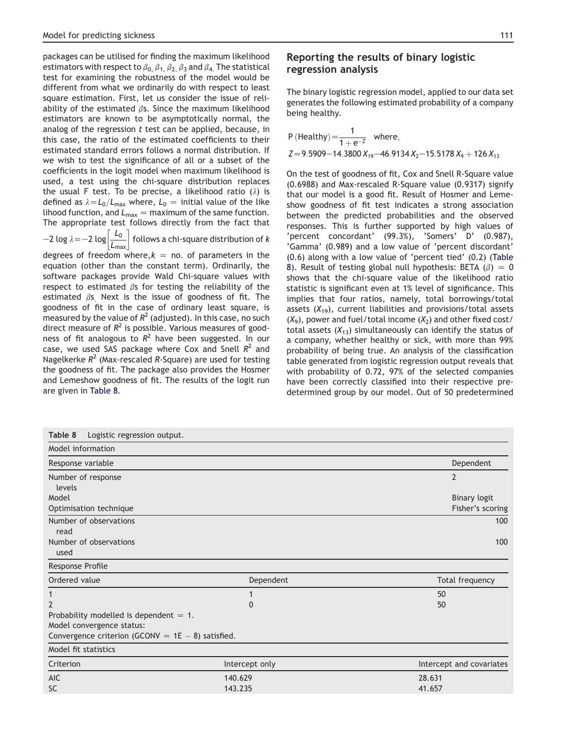packages can be utilised for finding the maximum likelihood estimators with respect to $\beta_0, \beta_1, \beta_2, \beta_3$ and $\beta_4$. The statistical test for examining the robustness of the model would be different from what we ordinarily do with respect to least square estimation. First, let us consider the issue of reliability of the estimated $\beta$s. Since the maximum likelihood estimators are known to be asymptotically normal, the analog of the regression *t* test can be applied, because, in this case, the ratio of the estimated coefficients to their estimated standard errors follows a normal distribution. If we wish to test the significance of all or a subset of the coefficients in the logit model when maximum likelihood is used, a test using the chi-square distribution replaces the usual F test. To be precise, a likelihood ratio ($\lambda$) is defined as $\lambda = L_0/L_{\max}$ where, $L_0$ = initial value of the like lihood function, and $L_{\max}$ = maximum of the same function. The appropriate test follows directly from the fact that $-2\log\lambda = -2\log\left[\frac{L_0}{L_{\max}}\right]$ follows a chi-square distribution of *k* degrees of freedom where, $k$ = no. of parameters in the equation (other than the constant term). Ordinarily, the software packages provide Wald Chi-square values with respect to estimated $\beta$s for testing the reliability of fit the estimated $\beta$s. Next is the issue of goodness of fit. The goodness of fit in the case of ordinary least square, is measured by the value of $R^2$ (adjusted). In this case, no such direct measure of $R^2$ is possible. Various measures of goodness of fit analogous to $R^2$ have been suggested. In our case, we used SAS package where Cox and Snell $R^2$ and Nagelkerke $R^2$ (Max-rescaled *R*-Square) are used for testing the goodness of fit. The package also provides the Hosmer and Lemeshow goodness of fit. The results of the logit run are given in Table 8.

## Reporting the results of binary logistic regression analysis

The binary logistic regression model, applied to our data set generates the following estimated probability of a company being healthy.

$$\mathrm{P}\,(\mathrm{Healthy}) = \frac{1}{1+e^{-Z}} \quad \text{where,}$$

$$Z = 9.5909 - 14.3800\,X_{19} - 46.9134\,X_2 - 15.5178\,X_9 + 126\,X_{13}$$

On the test of goodness of fit, Cox and Snell R-Square value (0.6988) and Max-rescaled R-Square value (0.9317) signify that our model is a good fit. Result of Hosmer and Lemeshow goodness of fit test indicates a strong association between the predicted probabilities and the observed responses. This is further supported by high values of 'percent concordant' (99.3%), 'Somers' D' (0.987), 'Gamma' (0.989) and a low value of 'percent discordant' (0.6) along with a low value of 'percent tied' (0.2) (Table 8). Result of testing global null hypothesis: BETA ($\beta$) = 0 shows that the chi-square value of the likelihood ratio statistic is significant even at 1% level of significance. This implies that four ratios, namely, total borrowings/total assets ($X_{19}$), current liabilities and provisions/total assets ($X_9$), power and fuel/total income ($X_2$) and other fixed cost/total assets ($X_{13}$) simultaneously can identify the status of a company, whether healthy or sick, with more than 99% probability of being true. An analysis of the classification table generated from logistic regression output reveals that with probability of 0.72, 97% of the selected companies have been correctly classified into their respective predetermined group by our model. Out of 50 predetermined

**Table 8** Logistic regression output.

| Model information | | |
|---|---|---|
| Response variable | | Dependent |
| Number of response levels | | 2 |
| Model | | Binary logit |
| Optimisation technique | | Fisher's scoring |
| Number of observations read | | 100 |
| Number of observations used | | 100 |
| **Response Profile** | | |
| Ordered value | Dependent | Total frequency |
| 1 | 1 | 50 |
| 2 | 0 | 50 |
| Probability modelled is dependent = 1. | | |
| Model convergence status: | | |
| Convergence criterion (GCONV = 1E − 8) satisfied. | | |
| **Model fit statistics** | | |
| Criterion | Intercept only | Intercept and covariates |
| AIC | 140.629 | 28.631 |
| SC | 143.235 | 41.657 |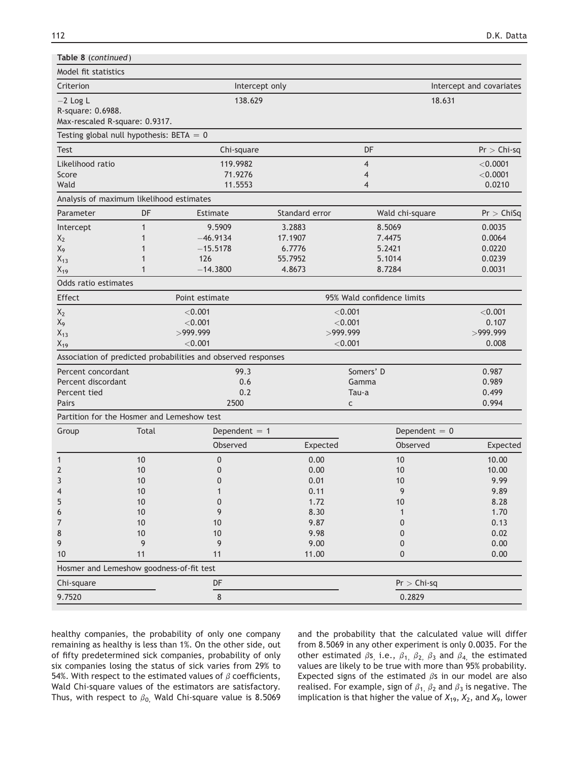**Table 8** (*continued*)

Model fit statistics

| Criterion | Intercept only | Intercept and covariates |
|---|---|---|
| −2 Log L | 138.629 | 18.631 |

R-square: 0.6988.
Max-rescaled R-square: 0.9317.

Testing global null hypothesis: BETA = 0

| Test | Chi-square | DF | Pr > Chi-sq |
|---|---|---|---|
| Likelihood ratio | 119.9982 | 4 | <0.0001 |
| Score | 71.9276 | 4 | <0.0001 |
| Wald | 11.5553 | 4 | 0.0210 |

Analysis of maximum likelihood estimates

| Parameter | DF | Estimate | Standard error | Wald chi-square | Pr > ChiSq |
|---|---|---|---|---|---|
| Intercept | 1 | 9.5909 | 3.2883 | 8.5069 | 0.0035 |
| $X_2$ | 1 | −46.9134 | 17.1907 | 7.4475 | 0.0064 |
| $X_9$ | 1 | −15.5178 | 6.7776 | 5.2421 | 0.0220 |
| $X_{13}$ | 1 | 126 | 55.7952 | 5.1014 | 0.0239 |
| $X_{19}$ | 1 | −14.3800 | 4.8673 | 8.7284 | 0.0031 |

Odds ratio estimates

| Effect | Point estimate | 95% Wald confidence limits | |
|---|---|---|---|
| $X_2$ | <0.001 | <0.001 | <0.001 |
| $X_9$ | <0.001 | <0.001 | 0.107 |
| $X_{13}$ | >999.999 | >999.999 | >999.999 |
| $X_{19}$ | <0.001 | <0.001 | 0.008 |

Association of predicted probabilities and observed responses

| | | | |
|---|---|---|---|
| Percent concordant | 99.3 | Somers' D | 0.987 |
| Percent discordant | 0.6 | Gamma | 0.989 |
| Percent tied | 0.2 | Tau-a | 0.499 |
| Pairs | 2500 | c | 0.994 |

Partition for the Hosmer and Lemeshow test

| Group | Total | Dependent = 1 | | Dependent = 0 | |
|---|---|---|---|---|---|
| | | Observed | Expected | Observed | Expected |
| 1 | 10 | 0 | 0.00 | 10 | 10.00 |
| 2 | 10 | 0 | 0.00 | 10 | 10.00 |
| 3 | 10 | 0 | 0.01 | 10 | 9.99 |
| 4 | 10 | 1 | 0.11 | 9 | 9.89 |
| 5 | 10 | 0 | 1.72 | 10 | 8.28 |
| 6 | 10 | 9 | 8.30 | 1 | 1.70 |
| 7 | 10 | 10 | 9.87 | 0 | 0.13 |
| 8 | 10 | 10 | 9.98 | 0 | 0.02 |
| 9 | 9 | 9 | 9.00 | 0 | 0.00 |
| 10 | 11 | 11 | 11.00 | 0 | 0.00 |

Hosmer and Lemeshow goodness-of-fit test

| Chi-square | DF | Pr > Chi-sq |
|---|---|---|
| 9.7520 | 8 | 0.2829 |

healthy companies, the probability of only one company remaining as healthy is less than 1%. On the other side, out of fifty predetermined sick companies, probability of only six companies losing the status of sick varies from 29% to 54%. With respect to the estimated values of $\beta$ coefficients, Wald Chi-square values of the estimators are satisfactory. Thus, with respect to $\beta_0$, Wald Chi-square value is 8.5069 and the probability that the calculated value will differ from 8.5069 in any other experiment is only 0.0035. For the other estimated $\beta$s, i.e., $\beta_1$, $\beta_2$, $\beta_3$ and $\beta_4$, the estimated values are likely to be true with more than 95% probability. Expected signs of the estimated $\beta$s in our model are also realised. For example, sign of $\beta_1$, $\beta_2$ and $\beta_3$ is negative. The implication is that higher the value of $X_{19}$, $X_2$, and $X_9$, lower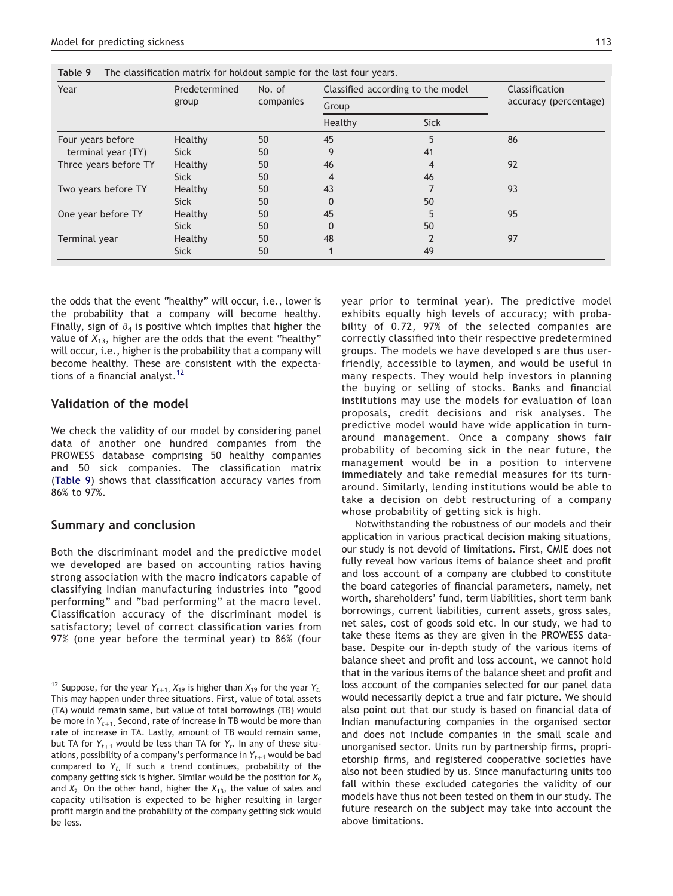**Table 9** The classification matrix for holdout sample for the last four years.

| Year | Predetermined group | No. of companies | Classified according to the model | | Classification accuracy (percentage) |
|---|---|---|---|---|---|
| | | | Group | | |
| | | | Healthy | Sick | |
| Four years before terminal year (TY) | Healthy | 50 | 45 | 5 | 86 |
| | Sick | 50 | 9 | 41 | |
| Three years before TY | Healthy | 50 | 46 | 4 | 92 |
| | Sick | 50 | 4 | 46 | |
| Two years before TY | Healthy | 50 | 43 | 7 | 93 |
| | Sick | 50 | 0 | 50 | |
| One year before TY | Healthy | 50 | 45 | 5 | 95 |
| | Sick | 50 | 0 | 50 | |
| Terminal year | Healthy | 50 | 48 | 2 | 97 |
| | Sick | 50 | 1 | 49 | |

the odds that the event "healthy" will occur, i.e., lower is the probability that a company will become healthy. Finally, sign of $\beta_4$ is positive which implies that higher the value of $X_{13}$, higher are the odds that the event "healthy" will occur, i.e., higher is the probability that a company will become healthy. These are consistent with the expectations of a financial analyst.[12]

## Validation of the model

We check the validity of our model by considering panel data of another one hundred companies from the PROWESS database comprising 50 healthy companies and 50 sick companies. The classification matrix (Table 9) shows that classification accuracy varies from 86% to 97%.

## Summary and conclusion

Both the discriminant model and the predictive model we developed are based on accounting ratios having strong association with the macro indicators capable of classifying Indian manufacturing industries into "good performing" and "bad performing" at the macro level. Classification accuracy of the discriminant model is satisfactory; level of correct classification varies from 97% (one year before the terminal year) to 86% (four year prior to terminal year). The predictive model exhibits equally high levels of accuracy; with probability of 0.72, 97% of the selected companies are correctly classified into their respective predetermined groups. The models we have developed s are thus user-friendly, accessible to laymen, and would be useful in many respects. They would help investors in planning the buying or selling of stocks. Banks and financial institutions may use the models for evaluation of loan proposals, credit decisions and risk analyses. The predictive model would have wide application in turnaround management. Once a company shows fair probability of becoming sick in the near future, the management would be in a position to intervene immediately and take remedial measures for its turnaround. Similarly, lending institutions would be able to take a decision on debt restructuring of a company whose probability of getting sick is high.

Notwithstanding the robustness of our models and their application in various practical decision making situations, our study is not devoid of limitations. First, CMIE does not fully reveal how various items of balance sheet and profit and loss account of a company are clubbed to constitute the board categories of financial parameters, namely, net worth, shareholders' fund, term liabilities, short term bank borrowings, current liabilities, current assets, gross sales, net sales, cost of goods sold etc. In our study, we had to take these items as they are given in the PROWESS database. Despite our in-depth study of the various items of balance sheet and profit and loss account, we cannot hold that in the various items of the balance sheet and profit and loss account of the companies selected for our panel data would necessarily depict a true and fair picture. We should also point out that our study is based on financial data of Indian manufacturing companies in the organised sector and does not include companies in the small scale and unorganised sector. Units run by partnership firms, proprietorship firms, and registered cooperative societies have also not been studied by us. Since manufacturing units too fall within these excluded categories the validity of our models have thus not been tested on them in our study. The future research on the subject may take into account the above limitations.

[12] Suppose, for the year $Y_{t+1,}$ $X_{19}$ is higher than $X_{19}$ for the year $Y_{t.}$ This may happen under three situations. First, value of total assets (TA) would remain same, but value of total borrowings (TB) would be more in $Y_{t+1.}$ Second, rate of increase in TB would be more than rate of increase in TA. Lastly, amount of TB would remain same, but TA for $Y_{t+1}$ would be less than TA for $Y_t$. In any of these situations, possibility of a company's performance in $Y_{t+1}$ would be bad compared to $Y_{t.}$ If such a trend continues, probability of the company getting sick is higher. Similar would be the position for $X_9$ and $X_{2.}$ On the other hand, higher the $X_{13}$, the value of sales and capacity utilisation is expected to be higher resulting in larger profit margin and the probability of the company getting sick would be less.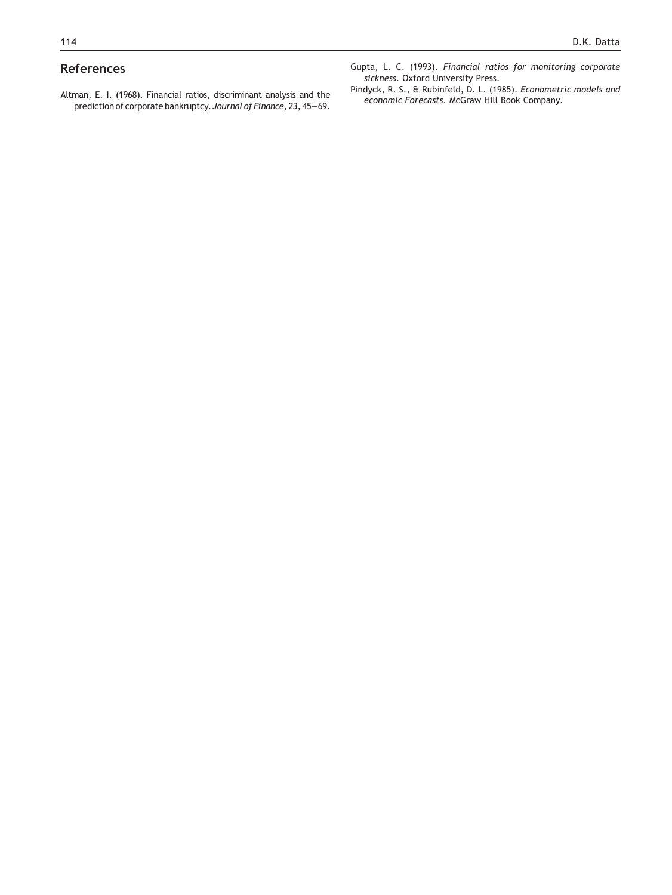## References

Altman, E. I. (1968). Financial ratios, discriminant analysis and the prediction of corporate bankruptcy. *Journal of Finance*, *23*, 45—69.

Gupta, L. C. (1993). *Financial ratios for monitoring corporate sickness*. Oxford University Press.

Pindyck, R. S., & Rubinfeld, D. L. (1985). *Econometric models and economic Forecasts*. McGraw Hill Book Company.